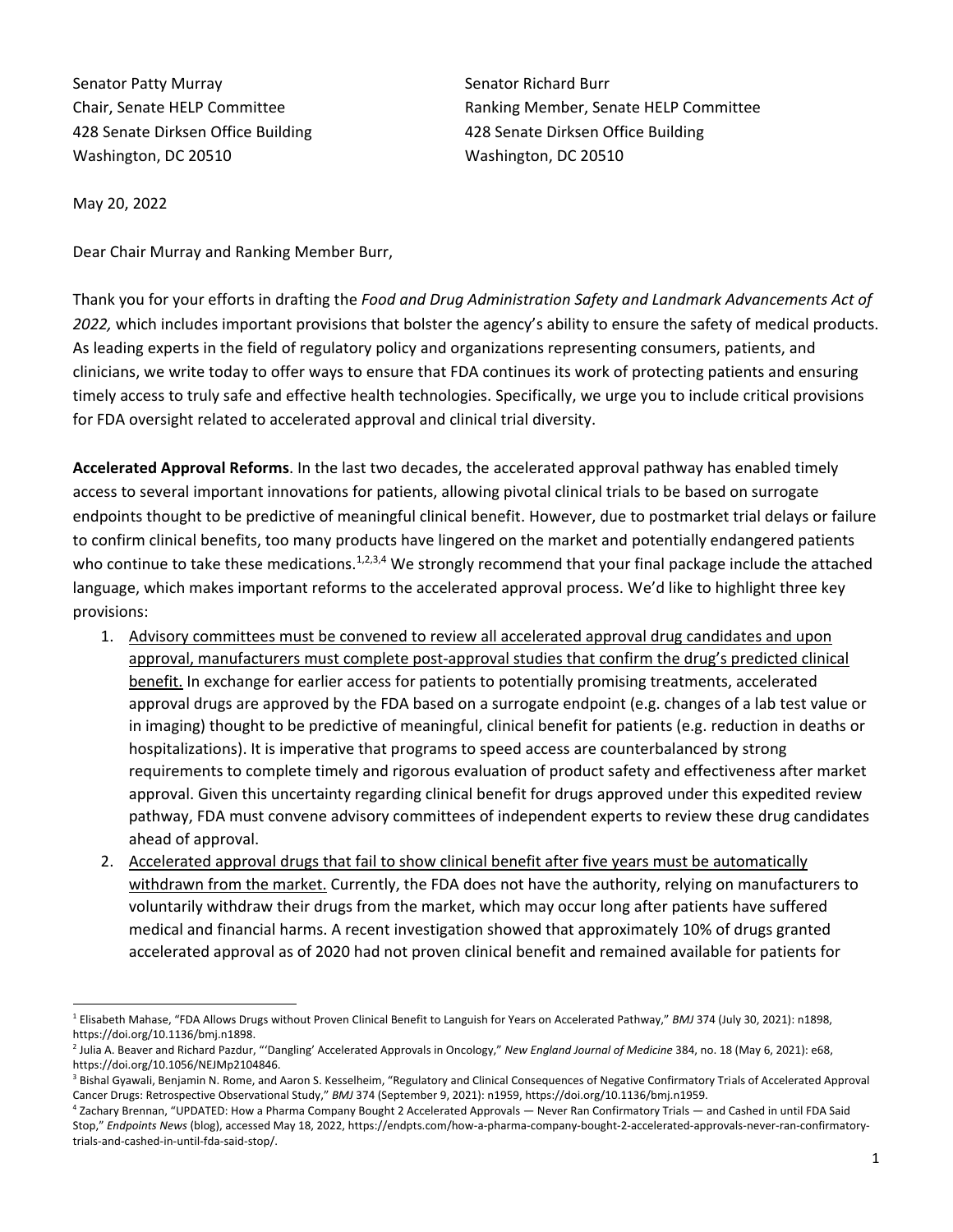Senator Patty Murray
Chair, Senate HELP Committee
428 Senate Dirksen Office Building
Washington, DC 20510

Senator Richard Burr
Ranking Member, Senate HELP Committee
428 Senate Dirksen Office Building
Washington, DC 20510

May 20, 2022

Dear Chair Murray and Ranking Member Burr,

Thank you for your efforts in drafting the *Food and Drug Administration Safety and Landmark Advancements Act of 2022,* which includes important provisions that bolster the agency's ability to ensure the safety of medical products. As leading experts in the field of regulatory policy and organizations representing consumers, patients, and clinicians, we write today to offer ways to ensure that FDA continues its work of protecting patients and ensuring timely access to truly safe and effective health technologies. Specifically, we urge you to include critical provisions for FDA oversight related to accelerated approval and clinical trial diversity.

**Accelerated Approval Reforms**. In the last two decades, the accelerated approval pathway has enabled timely access to several important innovations for patients, allowing pivotal clinical trials to be based on surrogate endpoints thought to be predictive of meaningful clinical benefit. However, due to postmarket trial delays or failure to confirm clinical benefits, too many products have lingered on the market and potentially endangered patients who continue to take these medications.[1,2,3,4] We strongly recommend that your final package include the attached language, which makes important reforms to the accelerated approval process. We'd like to highlight three key provisions:

1. <u>Advisory committees must be convened to review all accelerated approval drug candidates and upon approval, manufacturers must complete post-approval studies that confirm the drug's predicted clinical benefit.</u> In exchange for earlier access for patients to potentially promising treatments, accelerated approval drugs are approved by the FDA based on a surrogate endpoint (e.g. changes of a lab test value or in imaging) thought to be predictive of meaningful, clinical benefit for patients (e.g. reduction in deaths or hospitalizations). It is imperative that programs to speed access are counterbalanced by strong requirements to complete timely and rigorous evaluation of product safety and effectiveness after market approval. Given this uncertainty regarding clinical benefit for drugs approved under this expedited review pathway, FDA must convene advisory committees of independent experts to review these drug candidates ahead of approval.
2. <u>Accelerated approval drugs that fail to show clinical benefit after five years must be automatically withdrawn from the market.</u> Currently, the FDA does not have the authority, relying on manufacturers to voluntarily withdraw their drugs from the market, which may occur long after patients have suffered medical and financial harms. A recent investigation showed that approximately 10% of drugs granted accelerated approval as of 2020 had not proven clinical benefit and remained available for patients for

---

[1] Elisabeth Mahase, "FDA Allows Drugs without Proven Clinical Benefit to Languish for Years on Accelerated Pathway," *BMJ* 374 (July 30, 2021): n1898, https://doi.org/10.1136/bmj.n1898.

[2] Julia A. Beaver and Richard Pazdur, "'Dangling' Accelerated Approvals in Oncology," *New England Journal of Medicine* 384, no. 18 (May 6, 2021): e68, https://doi.org/10.1056/NEJMp2104846.

[3] Bishal Gyawali, Benjamin N. Rome, and Aaron S. Kesselheim, "Regulatory and Clinical Consequences of Negative Confirmatory Trials of Accelerated Approval Cancer Drugs: Retrospective Observational Study," *BMJ* 374 (September 9, 2021): n1959, https://doi.org/10.1136/bmj.n1959.

[4] Zachary Brennan, "UPDATED: How a Pharma Company Bought 2 Accelerated Approvals — Never Ran Confirmatory Trials — and Cashed in until FDA Said Stop," *Endpoints News* (blog), accessed May 18, 2022, https://endpts.com/how-a-pharma-company-bought-2-accelerated-approvals-never-ran-confirmatory-trials-and-cashed-in-until-fda-said-stop/.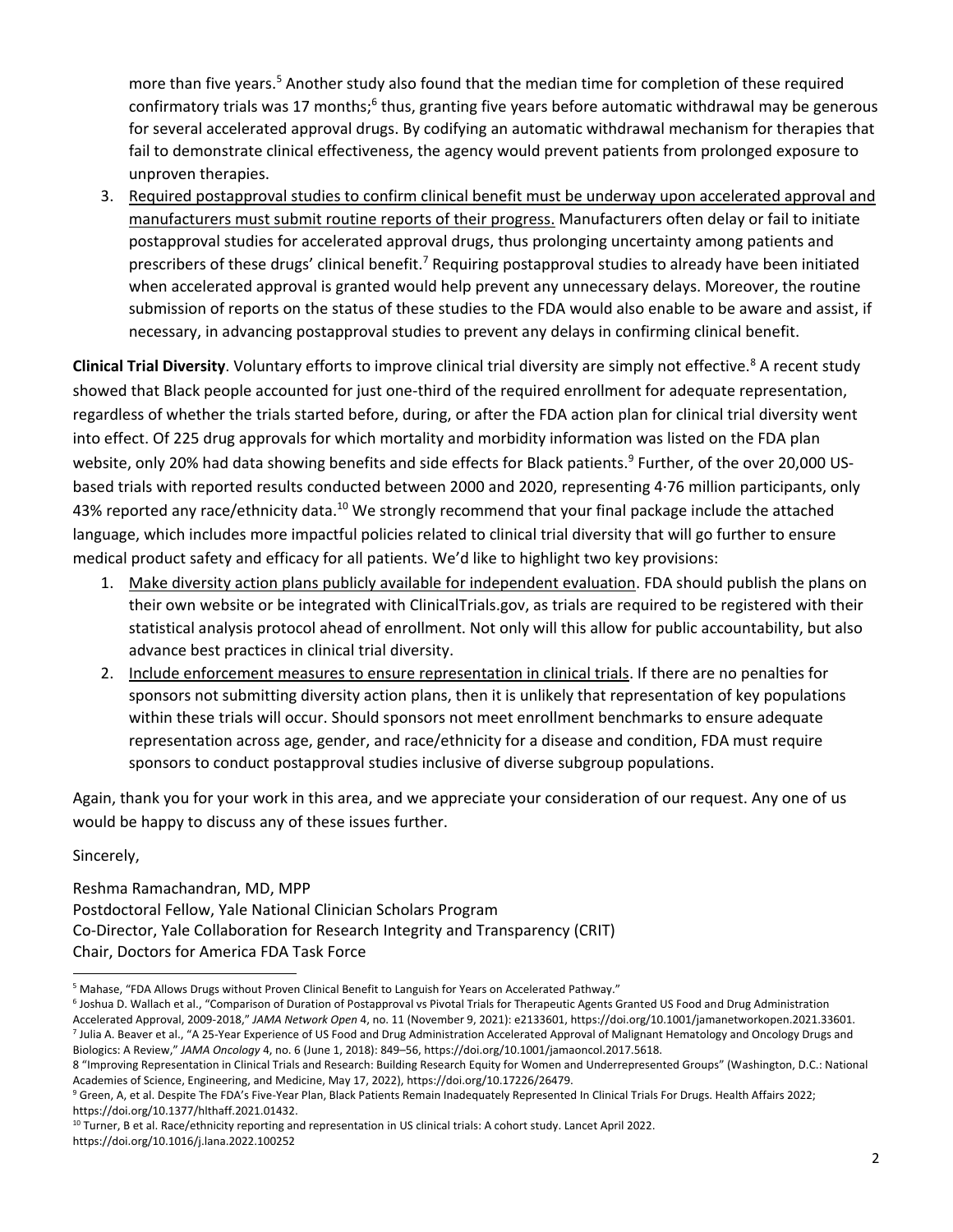more than five years.[5] Another study also found that the median time for completion of these required confirmatory trials was 17 months;[6] thus, granting five years before automatic withdrawal may be generous for several accelerated approval drugs. By codifying an automatic withdrawal mechanism for therapies that fail to demonstrate clinical effectiveness, the agency would prevent patients from prolonged exposure to unproven therapies.

3. Required postapproval studies to confirm clinical benefit must be underway upon accelerated approval and manufacturers must submit routine reports of their progress. Manufacturers often delay or fail to initiate postapproval studies for accelerated approval drugs, thus prolonging uncertainty among patients and prescribers of these drugs' clinical benefit.[7] Requiring postapproval studies to already have been initiated when accelerated approval is granted would help prevent any unnecessary delays. Moreover, the routine submission of reports on the status of these studies to the FDA would also enable to be aware and assist, if necessary, in advancing postapproval studies to prevent any delays in confirming clinical benefit.

**Clinical Trial Diversity**. Voluntary efforts to improve clinical trial diversity are simply not effective.[8] A recent study showed that Black people accounted for just one-third of the required enrollment for adequate representation, regardless of whether the trials started before, during, or after the FDA action plan for clinical trial diversity went into effect. Of 225 drug approvals for which mortality and morbidity information was listed on the FDA plan website, only 20% had data showing benefits and side effects for Black patients.[9] Further, of the over 20,000 US-based trials with reported results conducted between 2000 and 2020, representing 4·76 million participants, only 43% reported any race/ethnicity data.[10] We strongly recommend that your final package include the attached language, which includes more impactful policies related to clinical trial diversity that will go further to ensure medical product safety and efficacy for all patients. We'd like to highlight two key provisions:

1. Make diversity action plans publicly available for independent evaluation. FDA should publish the plans on their own website or be integrated with ClinicalTrials.gov, as trials are required to be registered with their statistical analysis protocol ahead of enrollment. Not only will this allow for public accountability, but also advance best practices in clinical trial diversity.
2. Include enforcement measures to ensure representation in clinical trials. If there are no penalties for sponsors not submitting diversity action plans, then it is unlikely that representation of key populations within these trials will occur. Should sponsors not meet enrollment benchmarks to ensure adequate representation across age, gender, and race/ethnicity for a disease and condition, FDA must require sponsors to conduct postapproval studies inclusive of diverse subgroup populations.

Again, thank you for your work in this area, and we appreciate your consideration of our request. Any one of us would be happy to discuss any of these issues further.

Sincerely,

Reshma Ramachandran, MD, MPP
Postdoctoral Fellow, Yale National Clinician Scholars Program
Co-Director, Yale Collaboration for Research Integrity and Transparency (CRIT)
Chair, Doctors for America FDA Task Force

---

[5] Mahase, "FDA Allows Drugs without Proven Clinical Benefit to Languish for Years on Accelerated Pathway."

[6] Joshua D. Wallach et al., "Comparison of Duration of Postapproval vs Pivotal Trials for Therapeutic Agents Granted US Food and Drug Administration Accelerated Approval, 2009-2018," *JAMA Network Open* 4, no. 11 (November 9, 2021): e2133601, https://doi.org/10.1001/jamanetworkopen.2021.33601.

[7] Julia A. Beaver et al., "A 25-Year Experience of US Food and Drug Administration Accelerated Approval of Malignant Hematology and Oncology Drugs and Biologics: A Review," *JAMA Oncology* 4, no. 6 (June 1, 2018): 849–56, https://doi.org/10.1001/jamaoncol.2017.5618.

8 "Improving Representation in Clinical Trials and Research: Building Research Equity for Women and Underrepresented Groups" (Washington, D.C.: National Academies of Science, Engineering, and Medicine, May 17, 2022), https://doi.org/10.17226/26479.

[9] Green, A, et al. Despite The FDA's Five-Year Plan, Black Patients Remain Inadequately Represented In Clinical Trials For Drugs. Health Affairs 2022; https://doi.org/10.1377/hlthaff.2021.01432.

[10] Turner, B et al. Race/ethnicity reporting and representation in US clinical trials: A cohort study. Lancet April 2022. https://doi.org/10.1016/j.lana.2022.100252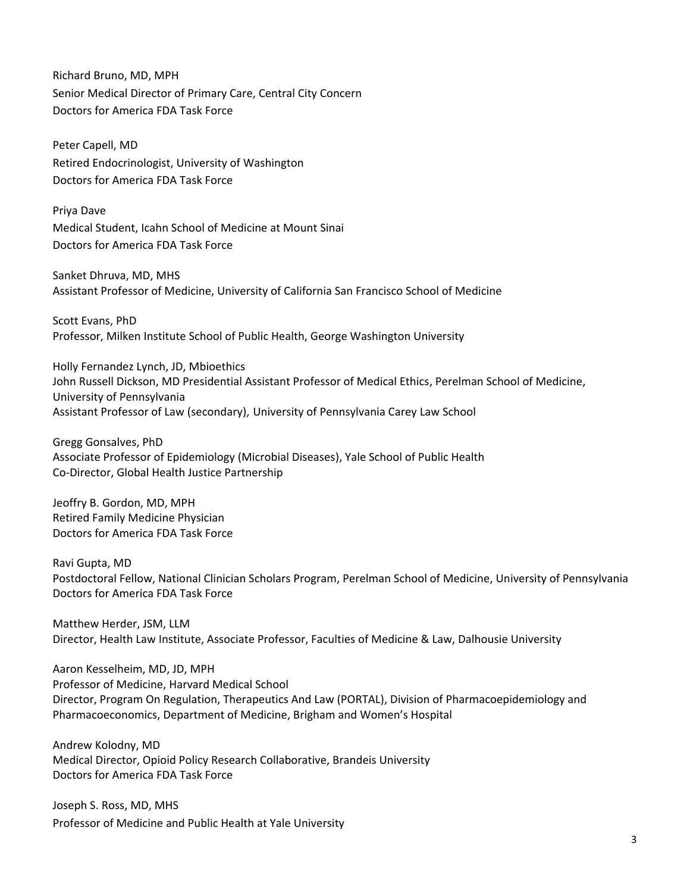Richard Bruno, MD, MPH
Senior Medical Director of Primary Care, Central City Concern
Doctors for America FDA Task Force

Peter Capell, MD
Retired Endocrinologist, University of Washington
Doctors for America FDA Task Force

Priya Dave
Medical Student, Icahn School of Medicine at Mount Sinai
Doctors for America FDA Task Force

Sanket Dhruva, MD, MHS
Assistant Professor of Medicine, University of California San Francisco School of Medicine

Scott Evans, PhD
Professor, Milken Institute School of Public Health, George Washington University

Holly Fernandez Lynch, JD, Mbioethics
John Russell Dickson, MD Presidential Assistant Professor of Medical Ethics, Perelman School of Medicine, University of Pennsylvania
Assistant Professor of Law (secondary), University of Pennsylvania Carey Law School

Gregg Gonsalves, PhD
Associate Professor of Epidemiology (Microbial Diseases), Yale School of Public Health
Co-Director, Global Health Justice Partnership

Jeoffry B. Gordon, MD, MPH
Retired Family Medicine Physician
Doctors for America FDA Task Force

Ravi Gupta, MD
Postdoctoral Fellow, National Clinician Scholars Program, Perelman School of Medicine, University of Pennsylvania
Doctors for America FDA Task Force

Matthew Herder, JSM, LLM
Director, Health Law Institute, Associate Professor, Faculties of Medicine & Law, Dalhousie University

Aaron Kesselheim, MD, JD, MPH
Professor of Medicine, Harvard Medical School
Director, Program On Regulation, Therapeutics And Law (PORTAL), Division of Pharmacoepidemiology and Pharmacoeconomics, Department of Medicine, Brigham and Women's Hospital

Andrew Kolodny, MD
Medical Director, Opioid Policy Research Collaborative, Brandeis University
Doctors for America FDA Task Force

Joseph S. Ross, MD, MHS
Professor of Medicine and Public Health at Yale University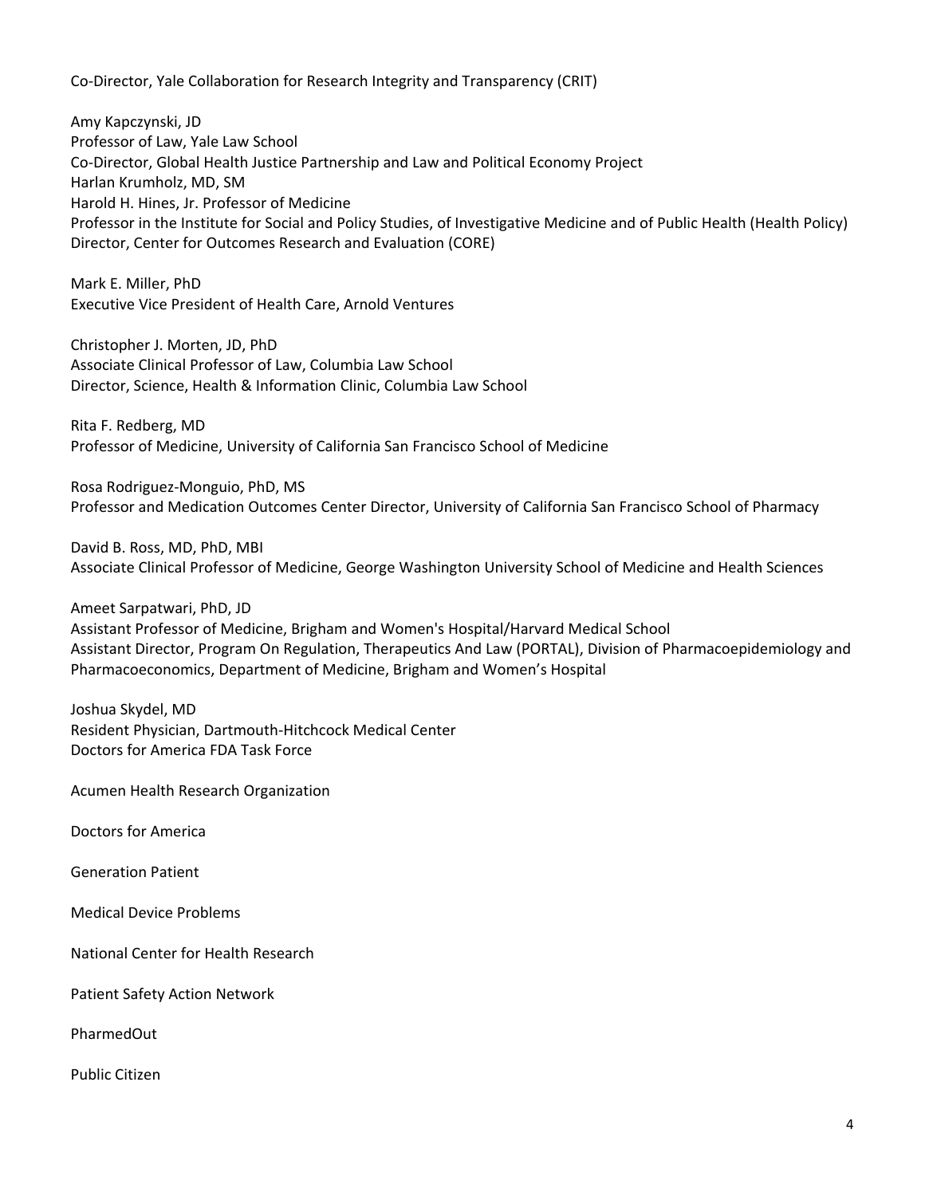Co-Director, Yale Collaboration for Research Integrity and Transparency (CRIT)

Amy Kapczynski, JD
Professor of Law, Yale Law School
Co-Director, Global Health Justice Partnership and Law and Political Economy Project
Harlan Krumholz, MD, SM
Harold H. Hines, Jr. Professor of Medicine
Professor in the Institute for Social and Policy Studies, of Investigative Medicine and of Public Health (Health Policy)
Director, Center for Outcomes Research and Evaluation (CORE)

Mark E. Miller, PhD
Executive Vice President of Health Care, Arnold Ventures

Christopher J. Morten, JD, PhD
Associate Clinical Professor of Law, Columbia Law School
Director, Science, Health & Information Clinic, Columbia Law School

Rita F. Redberg, MD
Professor of Medicine, University of California San Francisco School of Medicine

Rosa Rodriguez-Monguio, PhD, MS
Professor and Medication Outcomes Center Director, University of California San Francisco School of Pharmacy

David B. Ross, MD, PhD, MBI
Associate Clinical Professor of Medicine, George Washington University School of Medicine and Health Sciences

Ameet Sarpatwari, PhD, JD
Assistant Professor of Medicine, Brigham and Women's Hospital/Harvard Medical School
Assistant Director, Program On Regulation, Therapeutics And Law (PORTAL), Division of Pharmacoepidemiology and Pharmacoeconomics, Department of Medicine, Brigham and Women's Hospital

Joshua Skydel, MD
Resident Physician, Dartmouth-Hitchcock Medical Center
Doctors for America FDA Task Force

Acumen Health Research Organization

Doctors for America

Generation Patient

Medical Device Problems

National Center for Health Research

Patient Safety Action Network

PharmedOut

Public Citizen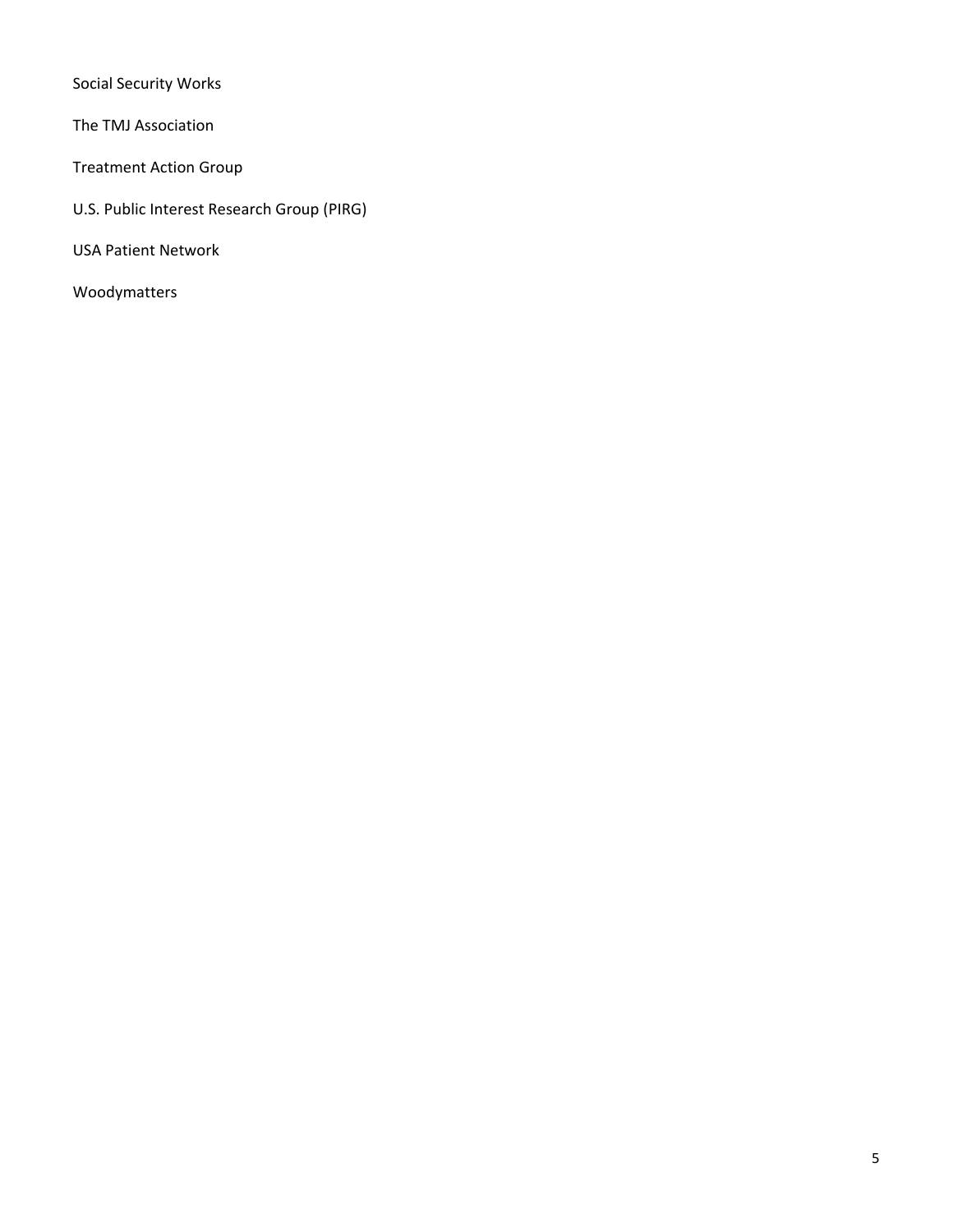Social Security Works

The TMJ Association

Treatment Action Group

U.S. Public Interest Research Group (PIRG)

USA Patient Network

Woodymatters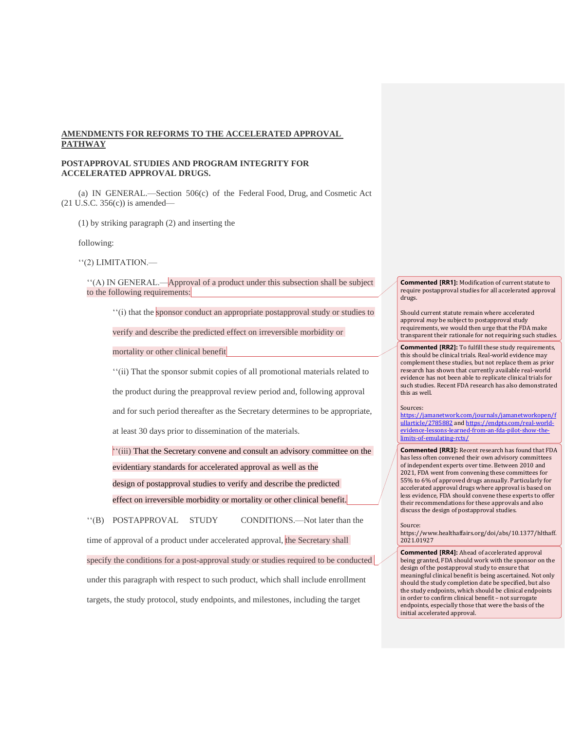**AMENDMENTS FOR REFORMS TO THE ACCELERATED APPROVAL PATHWAY**

**POSTAPPROVAL STUDIES AND PROGRAM INTEGRITY FOR ACCELERATED APPROVAL DRUGS.**

(a) IN GENERAL.—Section 506(c) of the Federal Food, Drug, and Cosmetic Act (21 U.S.C. 356(c)) is amended—

(1) by striking paragraph (2) and inserting the

following:

''(2) LIMITATION.—

''(A) IN GENERAL.—Approval of a product under this subsection shall be subject to the following requirements:

''(i) that the sponsor conduct an appropriate postapproval study or studies to verify and describe the predicted effect on irreversible morbidity or mortality or other clinical benefit

''(ii) That the sponsor submit copies of all promotional materials related to the product during the preapproval review period and, following approval and for such period thereafter as the Secretary determines to be appropriate, at least 30 days prior to dissemination of the materials.

''(iii) That the Secretary convene and consult an advisory committee on the evidentiary standards for accelerated approval as well as the design of postapproval studies to verify and describe the predicted effect on irreversible morbidity or mortality or other clinical benefit.

''(B) POSTAPPROVAL STUDY CONDITIONS.—Not later than the time of approval of a product under accelerated approval, the Secretary shall specify the conditions for a post-approval study or studies required to be conducted under this paragraph with respect to such product, which shall include enrollment targets, the study protocol, study endpoints, and milestones, including the target

---

**Commented [RR1]:** Modification of current statute to require postapproval studies for all accelerated approval drugs.

Should current statute remain where accelerated approval *may* be subject to postapproval study requirements, we would then urge that the FDA make transparent their rationale for not requiring such studies.

**Commented [RR2]:** To fulfill these study requirements, this should be clinical trials. Real-world evidence may complement these studies, but not replace them as prior research has shown that currently available real-world evidence has not been able to replicate clinical trials for such studies. Recent FDA research has also demonstrated this as well.

Sources:
https://jamanetwork.com/journals/jamanetworkopen/fullarticle/2785882 and https://endpts.com/real-world-evidence-lessons-learned-from-an-fda-pilot-show-the-limits-of-emulating-rcts/

**Commented [RR3]:** Recent research has found that FDA has less often convened their own advisory committees of independent experts over time. Between 2010 and 2021, FDA went from convening these committees for 55% to 6% of approved drugs annually. Particularly for accelerated approval drugs where approval is based on less evidence, FDA should convene these experts to offer their recommendations for these approvals and also discuss the design of postapproval studies.

Source:
https://www.healthaffairs.org/doi/abs/10.1377/hlthaff.2021.01927

**Commented [RR4]:** Ahead of accelerated approval being granted, FDA should work with the sponsor on the design of the postapproval study to ensure that meaningful clinical benefit is being ascertained. Not only should the study completion date be specified, but also the study endpoints, which should be clinical endpoints in order to confirm clinical benefit – not surrogate endpoints, especially those that were the basis of the initial accelerated approval.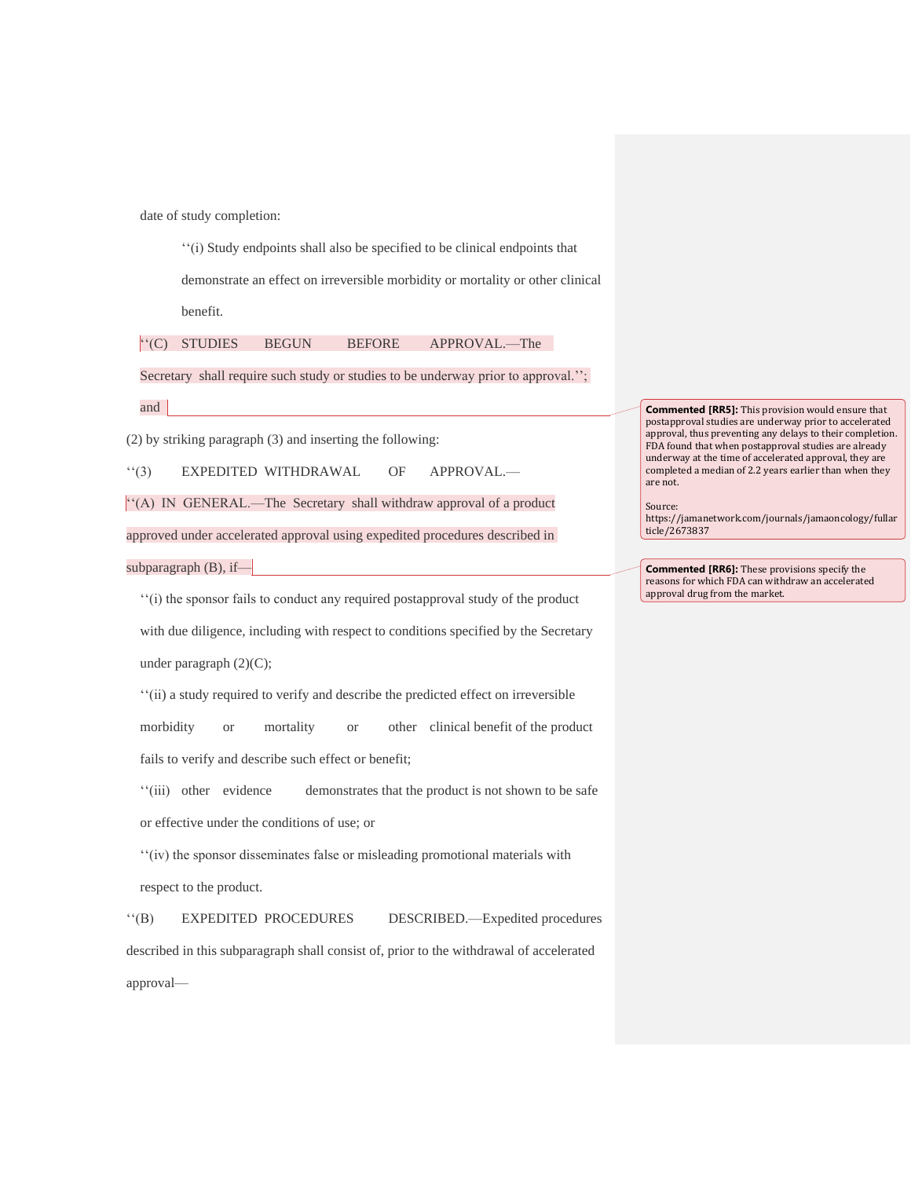date of study completion:

''(i) Study endpoints shall also be specified to be clinical endpoints that demonstrate an effect on irreversible morbidity or mortality or other clinical benefit.

''(C) STUDIES BEGUN BEFORE APPROVAL.—The Secretary shall require such study or studies to be underway prior to approval.''; and

(2) by striking paragraph (3) and inserting the following:

''(3) EXPEDITED WITHDRAWAL OF APPROVAL.—

''(A) IN GENERAL.—The Secretary shall withdraw approval of a product approved under accelerated approval using expedited procedures described in subparagraph (B), if—

''(i) the sponsor fails to conduct any required postapproval study of the product with due diligence, including with respect to conditions specified by the Secretary under paragraph (2)(C);

''(ii) a study required to verify and describe the predicted effect on irreversible morbidity or mortality or other clinical benefit of the product fails to verify and describe such effect or benefit;

''(iii) other evidence demonstrates that the product is not shown to be safe or effective under the conditions of use; or

''(iv) the sponsor disseminates false or misleading promotional materials with respect to the product.

''(B) EXPEDITED PROCEDURES DESCRIBED.—Expedited procedures described in this subparagraph shall consist of, prior to the withdrawal of accelerated approval—

**Commented [RR5]:** This provision would ensure that postapproval studies are underway prior to accelerated approval, thus preventing any delays to their completion. FDA found that when postapproval studies are already underway at the time of accelerated approval, they are completed a median of 2.2 years earlier than when they are not.

Source: https://jamanetwork.com/journals/jamaoncology/fullarticle/2673837

**Commented [RR6]:** These provisions specify the reasons for which FDA can withdraw an accelerated approval drug from the market.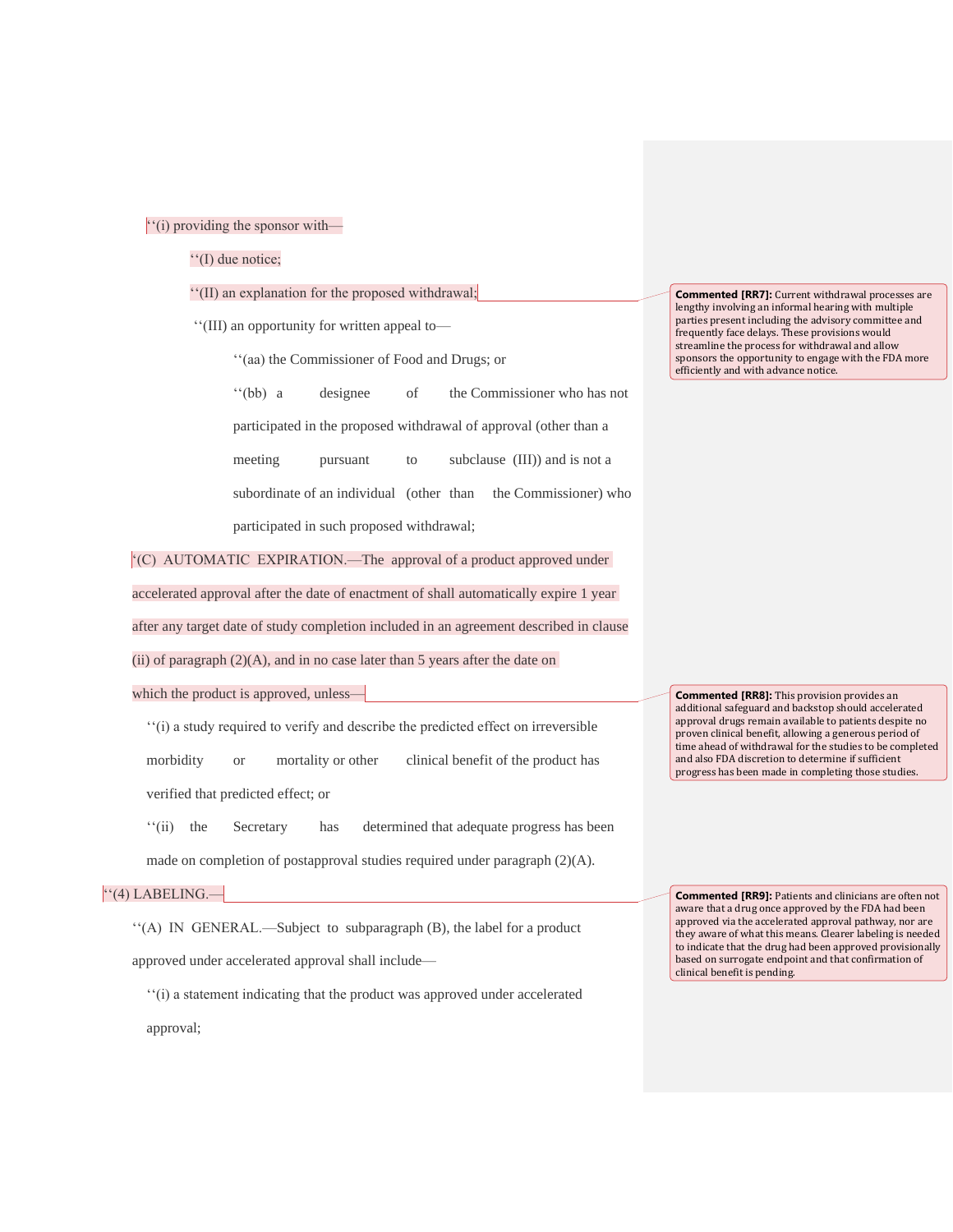''(i) providing the sponsor with—

''(I) due notice;

''(II) an explanation for the proposed withdrawal;

''(III) an opportunity for written appeal to—

''(aa) the Commissioner of Food and Drugs; or

''(bb) a designee of the Commissioner who has not participated in the proposed withdrawal of approval (other than a meeting pursuant to subclause (III)) and is not a subordinate of an individual (other than the Commissioner) who participated in such proposed withdrawal;

''(C) AUTOMATIC EXPIRATION.—The approval of a product approved under accelerated approval after the date of enactment of shall automatically expire 1 year after any target date of study completion included in an agreement described in clause (ii) of paragraph (2)(A), and in no case later than 5 years after the date on which the product is approved, unless—

''(i) a study required to verify and describe the predicted effect on irreversible morbidity or mortality or other clinical benefit of the product has verified that predicted effect; or

''(ii) the Secretary has determined that adequate progress has been made on completion of postapproval studies required under paragraph (2)(A).

''(4) LABELING.—

''(A) IN GENERAL.—Subject to subparagraph (B), the label for a product approved under accelerated approval shall include—

''(i) a statement indicating that the product was approved under accelerated approval;

**Commented [RR7]:** Current withdrawal processes are lengthy involving an informal hearing with multiple parties present including the advisory committee and frequently face delays. These provisions would streamline the process for withdrawal and allow sponsors the opportunity to engage with the FDA more efficiently and with advance notice.

**Commented [RR8]:** This provision provides an additional safeguard and backstop should accelerated approval drugs remain available to patients despite no proven clinical benefit, allowing a generous period of time ahead of withdrawal for the studies to be completed and also FDA discretion to determine if sufficient progress has been made in completing those studies.

**Commented [RR9]:** Patients and clinicians are often not aware that a drug once approved by the FDA had been approved via the accelerated approval pathway, nor are they aware of what this means. Clearer labeling is needed to indicate that the drug had been approved provisionally based on surrogate endpoint and that confirmation of clinical benefit is pending.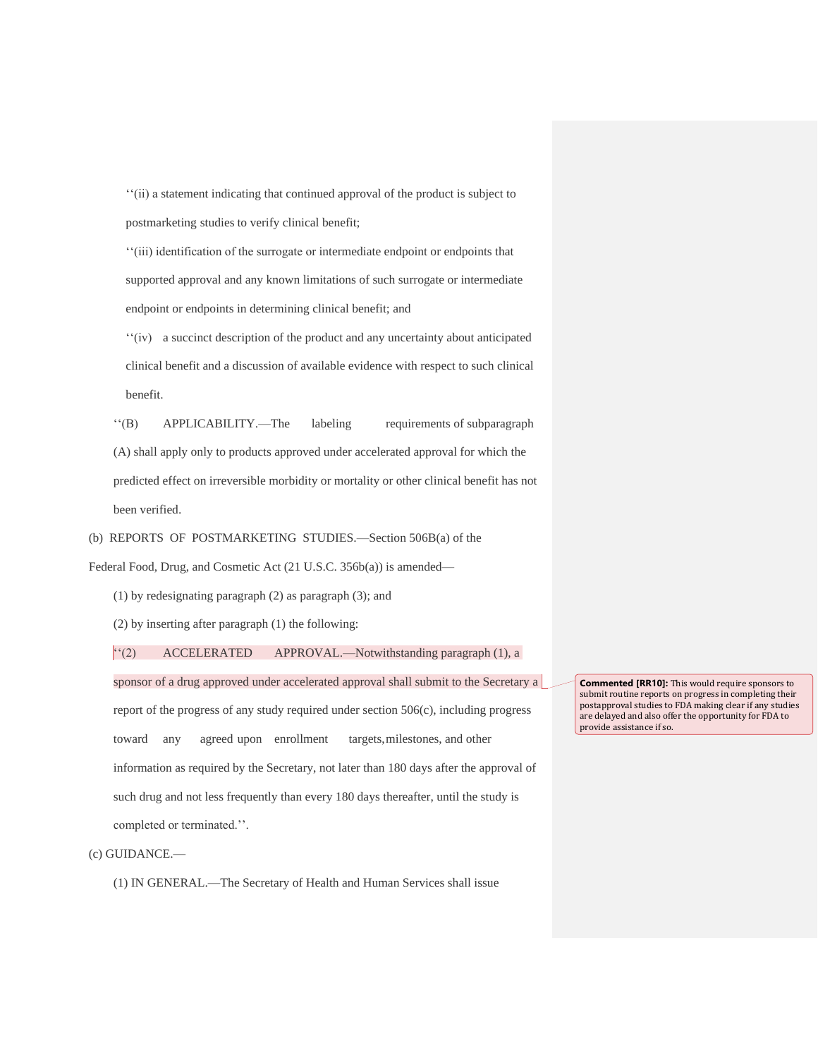''(ii) a statement indicating that continued approval of the product is subject to postmarketing studies to verify clinical benefit;

''(iii) identification of the surrogate or intermediate endpoint or endpoints that supported approval and any known limitations of such surrogate or intermediate endpoint or endpoints in determining clinical benefit; and

''(iv) a succinct description of the product and any uncertainty about anticipated clinical benefit and a discussion of available evidence with respect to such clinical benefit.

''(B) APPLICABILITY.—The labeling requirements of subparagraph (A) shall apply only to products approved under accelerated approval for which the predicted effect on irreversible morbidity or mortality or other clinical benefit has not been verified.

(b) REPORTS OF POSTMARKETING STUDIES.—Section 506B(a) of the Federal Food, Drug, and Cosmetic Act (21 U.S.C. 356b(a)) is amended—

(1) by redesignating paragraph (2) as paragraph (3); and

(2) by inserting after paragraph (1) the following:

''(2) ACCELERATED APPROVAL.—Notwithstanding paragraph (1), a sponsor of a drug approved under accelerated approval shall submit to the Secretary a report of the progress of any study required under section 506(c), including progress toward any agreed upon enrollment targets, milestones, and other information as required by the Secretary, not later than 180 days after the approval of such drug and not less frequently than every 180 days thereafter, until the study is completed or terminated.''.

> **Commented [RR10]:** This would require sponsors to submit routine reports on progress in completing their postapproval studies to FDA making clear if any studies are delayed and also offer the opportunity for FDA to provide assistance if so.

(c) GUIDANCE.—

(1) IN GENERAL.—The Secretary of Health and Human Services shall issue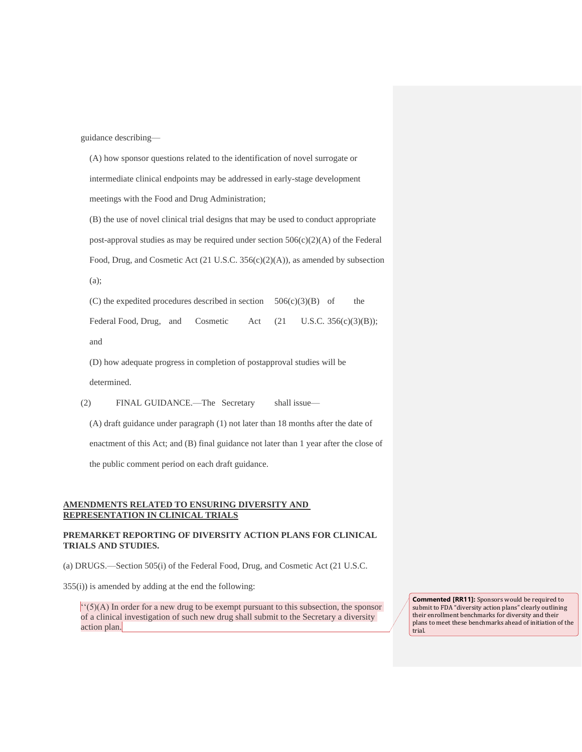guidance describing—

(A) how sponsor questions related to the identification of novel surrogate or intermediate clinical endpoints may be addressed in early-stage development meetings with the Food and Drug Administration;

(B) the use of novel clinical trial designs that may be used to conduct appropriate post-approval studies as may be required under section 506(c)(2)(A) of the Federal Food, Drug, and Cosmetic Act (21 U.S.C. 356(c)(2)(A)), as amended by subsection (a);

(C) the expedited procedures described in section 506(c)(3)(B) of the Federal Food, Drug, and Cosmetic Act (21 U.S.C. 356(c)(3)(B)); and

(D) how adequate progress in completion of postapproval studies will be determined.

(2) FINAL GUIDANCE.—The Secretary shall issue—

(A) draft guidance under paragraph (1) not later than 18 months after the date of enactment of this Act; and (B) final guidance not later than 1 year after the close of the public comment period on each draft guidance.

**AMENDMENTS RELATED TO ENSURING DIVERSITY AND REPRESENTATION IN CLINICAL TRIALS**

**PREMARKET REPORTING OF DIVERSITY ACTION PLANS FOR CLINICAL TRIALS AND STUDIES.**

(a) DRUGS.—Section 505(i) of the Federal Food, Drug, and Cosmetic Act (21 U.S.C. 355(i)) is amended by adding at the end the following:

''(5)(A) In order for a new drug to be exempt pursuant to this subsection, the sponsor of a clinical investigation of such new drug shall submit to the Secretary a diversity action plan.

**Commented [RR11]:** Sponsors would be required to submit to FDA "diversity action plans" clearly outlining their enrollment benchmarks for diversity and their plans to meet these benchmarks ahead of initiation of the trial.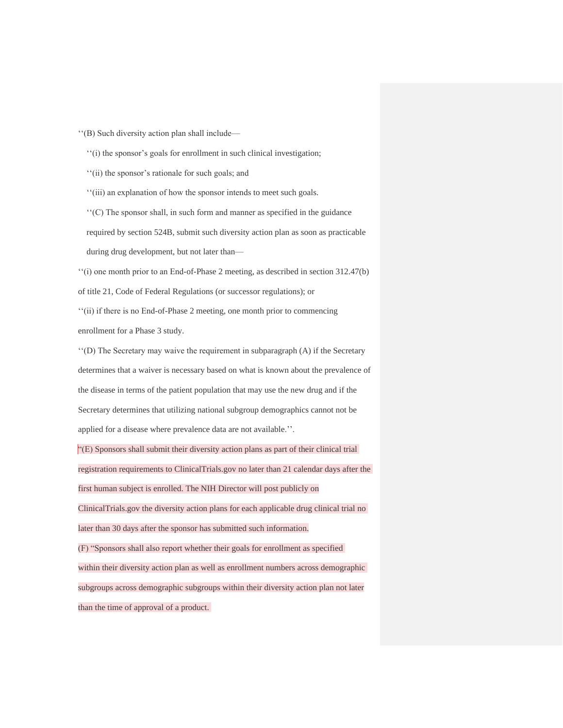‘‘(B) Such diversity action plan shall include—

‘‘(i) the sponsor’s goals for enrollment in such clinical investigation;

‘‘(ii) the sponsor’s rationale for such goals; and

‘‘(iii) an explanation of how the sponsor intends to meet such goals.

‘‘(C) The sponsor shall, in such form and manner as specified in the guidance required by section 524B, submit such diversity action plan as soon as practicable during drug development, but not later than—

‘‘(i) one month prior to an End-of-Phase 2 meeting, as described in section 312.47(b) of title 21, Code of Federal Regulations (or successor regulations); or

‘‘(ii) if there is no End-of-Phase 2 meeting, one month prior to commencing enrollment for a Phase 3 study.

‘‘(D) The Secretary may waive the requirement in subparagraph (A) if the Secretary determines that a waiver is necessary based on what is known about the prevalence of the disease in terms of the patient population that may use the new drug and if the Secretary determines that utilizing national subgroup demographics cannot not be applied for a disease where prevalence data are not available.’’.

“(E) Sponsors shall submit their diversity action plans as part of their clinical trial registration requirements to ClinicalTrials.gov no later than 21 calendar days after the first human subject is enrolled. The NIH Director will post publicly on ClinicalTrials.gov the diversity action plans for each applicable drug clinical trial no later than 30 days after the sponsor has submitted such information.

(F) “Sponsors shall also report whether their goals for enrollment as specified within their diversity action plan as well as enrollment numbers across demographic subgroups across demographic subgroups within their diversity action plan not later than the time of approval of a product.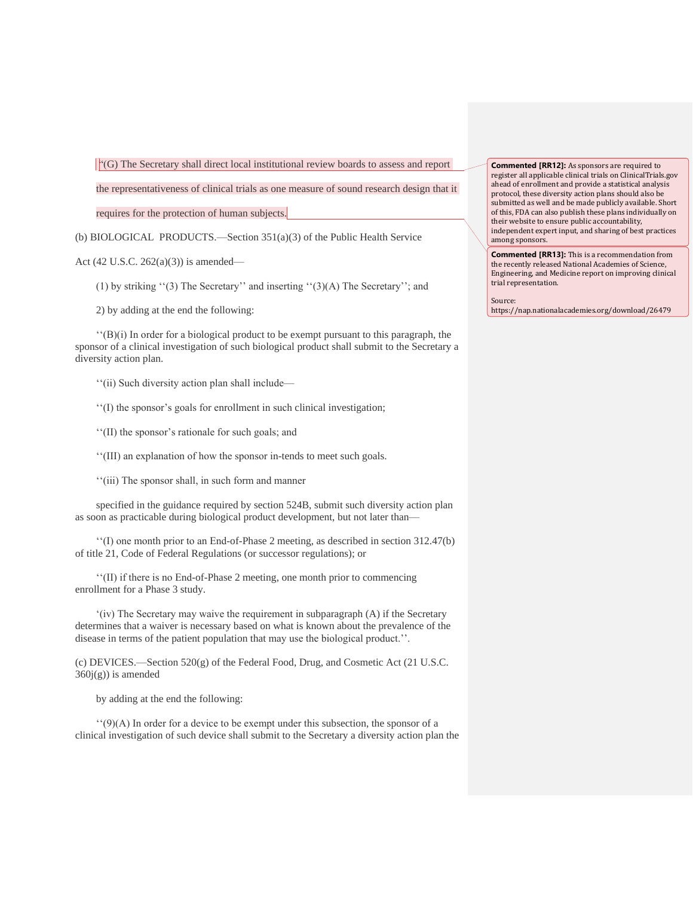''(G) The Secretary shall direct local institutional review boards to assess and report the representativeness of clinical trials as one measure of sound research design that it requires for the protection of human subjects.

(b) BIOLOGICAL PRODUCTS.—Section 351(a)(3) of the Public Health Service Act (42 U.S.C. 262(a)(3)) is amended—

(1) by striking ''(3) The Secretary'' and inserting ''(3)(A) The Secretary''; and

2) by adding at the end the following:

''(B)(i) In order for a biological product to be exempt pursuant to this paragraph, the sponsor of a clinical investigation of such biological product shall submit to the Secretary a diversity action plan.

''(ii) Such diversity action plan shall include—

''(I) the sponsor's goals for enrollment in such clinical investigation;

''(II) the sponsor's rationale for such goals; and

''(III) an explanation of how the sponsor in-tends to meet such goals.

''(iii) The sponsor shall, in such form and manner

specified in the guidance required by section 524B, submit such diversity action plan as soon as practicable during biological product development, but not later than—

''(I) one month prior to an End-of-Phase 2 meeting, as described in section 312.47(b) of title 21, Code of Federal Regulations (or successor regulations); or

''(II) if there is no End-of-Phase 2 meeting, one month prior to commencing enrollment for a Phase 3 study.

'(iv) The Secretary may waive the requirement in subparagraph (A) if the Secretary determines that a waiver is necessary based on what is known about the prevalence of the disease in terms of the patient population that may use the biological product.''.

(c) DEVICES.—Section 520(g) of the Federal Food, Drug, and Cosmetic Act (21 U.S.C. 360j(g)) is amended

by adding at the end the following:

''(9)(A) In order for a device to be exempt under this subsection, the sponsor of a clinical investigation of such device shall submit to the Secretary a diversity action plan the

**Commented [RR12]:** As sponsors are required to register all applicable clinical trials on ClinicalTrials.gov ahead of enrollment and provide a statistical analysis protocol, these diversity action plans should also be submitted as well and be made publicly available. Short of this, FDA can also publish these plans individually on their website to ensure public accountability, independent expert input, and sharing of best practices among sponsors.

**Commented [RR13]:** This is a recommendation from the recently released National Academies of Science, Engineering, and Medicine report on improving clinical trial representation.

Source: https://nap.nationalacademies.org/download/26479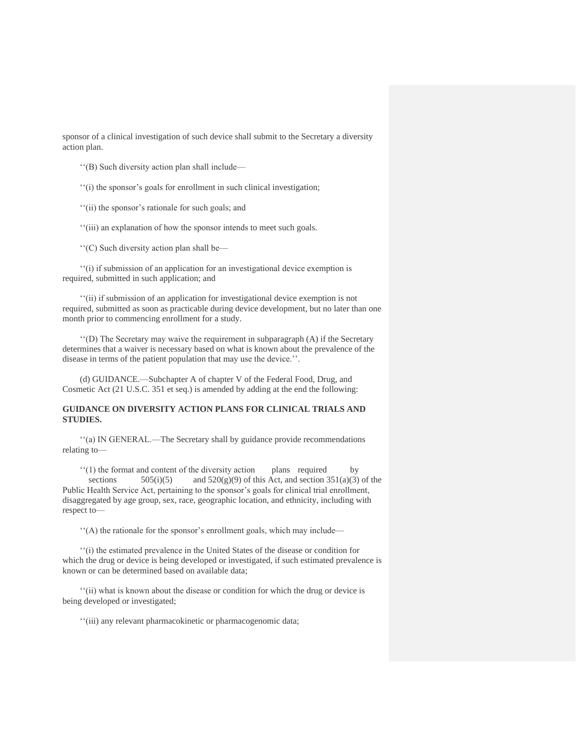sponsor of a clinical investigation of such device shall submit to the Secretary a diversity action plan.

''(B) Such diversity action plan shall include—

''(i) the sponsor's goals for enrollment in such clinical investigation;

''(ii) the sponsor's rationale for such goals; and

''(iii) an explanation of how the sponsor intends to meet such goals.

''(C) Such diversity action plan shall be—

''(i) if submission of an application for an investigational device exemption is required, submitted in such application; and

''(ii) if submission of an application for investigational device exemption is not required, submitted as soon as practicable during device development, but no later than one month prior to commencing enrollment for a study.

''(D) The Secretary may waive the requirement in subparagraph (A) if the Secretary determines that a waiver is necessary based on what is known about the prevalence of the disease in terms of the patient population that may use the device.''.

(d) GUIDANCE.—Subchapter A of chapter V of the Federal Food, Drug, and Cosmetic Act (21 U.S.C. 351 et seq.) is amended by adding at the end the following:

**GUIDANCE ON DIVERSITY ACTION PLANS FOR CLINICAL TRIALS AND STUDIES.**

''(a) IN GENERAL.—The Secretary shall by guidance provide recommendations relating to—

''(1) the format and content of the diversity action plans required by sections 505(i)(5) and 520(g)(9) of this Act, and section 351(a)(3) of the Public Health Service Act, pertaining to the sponsor's goals for clinical trial enrollment, disaggregated by age group, sex, race, geographic location, and ethnicity, including with respect to—

''(A) the rationale for the sponsor's enrollment goals, which may include—

''(i) the estimated prevalence in the United States of the disease or condition for which the drug or device is being developed or investigated, if such estimated prevalence is known or can be determined based on available data;

''(ii) what is known about the disease or condition for which the drug or device is being developed or investigated;

''(iii) any relevant pharmacokinetic or pharmacogenomic data;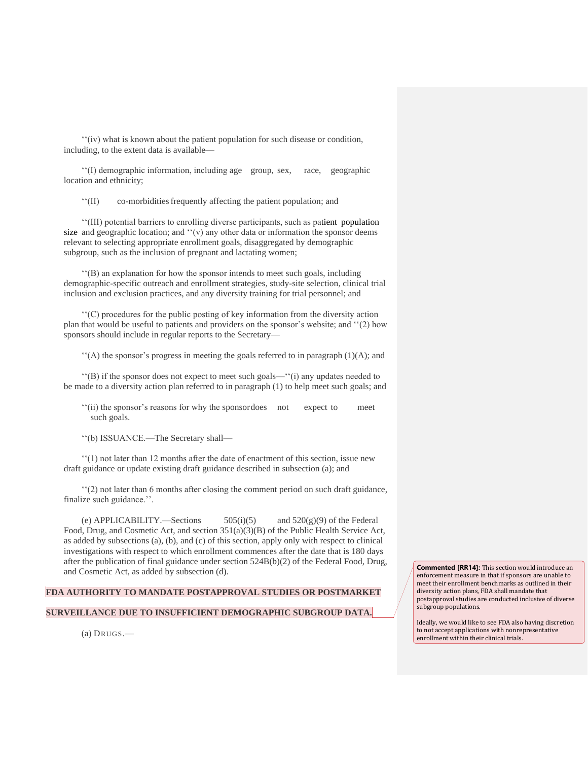''(iv) what is known about the patient population for such disease or condition, including, to the extent data is available—

''(I) demographic information, including age group, sex, race, geographic location and ethnicity;

''(II) co-morbidities frequently affecting the patient population; and

''(III) potential barriers to enrolling diverse participants, such as patient population size and geographic location; and ''(v) any other data or information the sponsor deems relevant to selecting appropriate enrollment goals, disaggregated by demographic subgroup, such as the inclusion of pregnant and lactating women;

''(B) an explanation for how the sponsor intends to meet such goals, including demographic-specific outreach and enrollment strategies, study-site selection, clinical trial inclusion and exclusion practices, and any diversity training for trial personnel; and

''(C) procedures for the public posting of key information from the diversity action plan that would be useful to patients and providers on the sponsor's website; and ''(2) how sponsors should include in regular reports to the Secretary—

''(A) the sponsor's progress in meeting the goals referred to in paragraph (1)(A); and

''(B) if the sponsor does not expect to meet such goals—''(i) any updates needed to be made to a diversity action plan referred to in paragraph (1) to help meet such goals; and

''(ii) the sponsor's reasons for why the sponsor does not expect to meet such goals.

''(b) ISSUANCE.—The Secretary shall—

''(1) not later than 12 months after the date of enactment of this section, issue new draft guidance or update existing draft guidance described in subsection (a); and

''(2) not later than 6 months after closing the comment period on such draft guidance, finalize such guidance.''.

(e) APPLICABILITY.—Sections 505(i)(5) and 520(g)(9) of the Federal Food, Drug, and Cosmetic Act, and section 351(a)(3)(B) of the Public Health Service Act, as added by subsections (a), (b), and (c) of this section, apply only with respect to clinical investigations with respect to which enrollment commences after the date that is 180 days after the publication of final guidance under section 524B(b)(2) of the Federal Food, Drug, and Cosmetic Act, as added by subsection (d).

**FDA AUTHORITY TO MANDATE POSTAPPROVAL STUDIES OR POSTMARKET SURVEILLANCE DUE TO INSUFFICIENT DEMOGRAPHIC SUBGROUP DATA.**

(a) DRUGS.—

**Commented [RR14]:** This section would introduce an enforcement measure in that if sponsors are unable to meet their enrollment benchmarks as outlined in their diversity action plans, FDA shall mandate that postapproval studies are conducted inclusive of diverse subgroup populations.

Ideally, we would like to see FDA also having discretion to not accept applications with nonrepresentative enrollment within their clinical trials.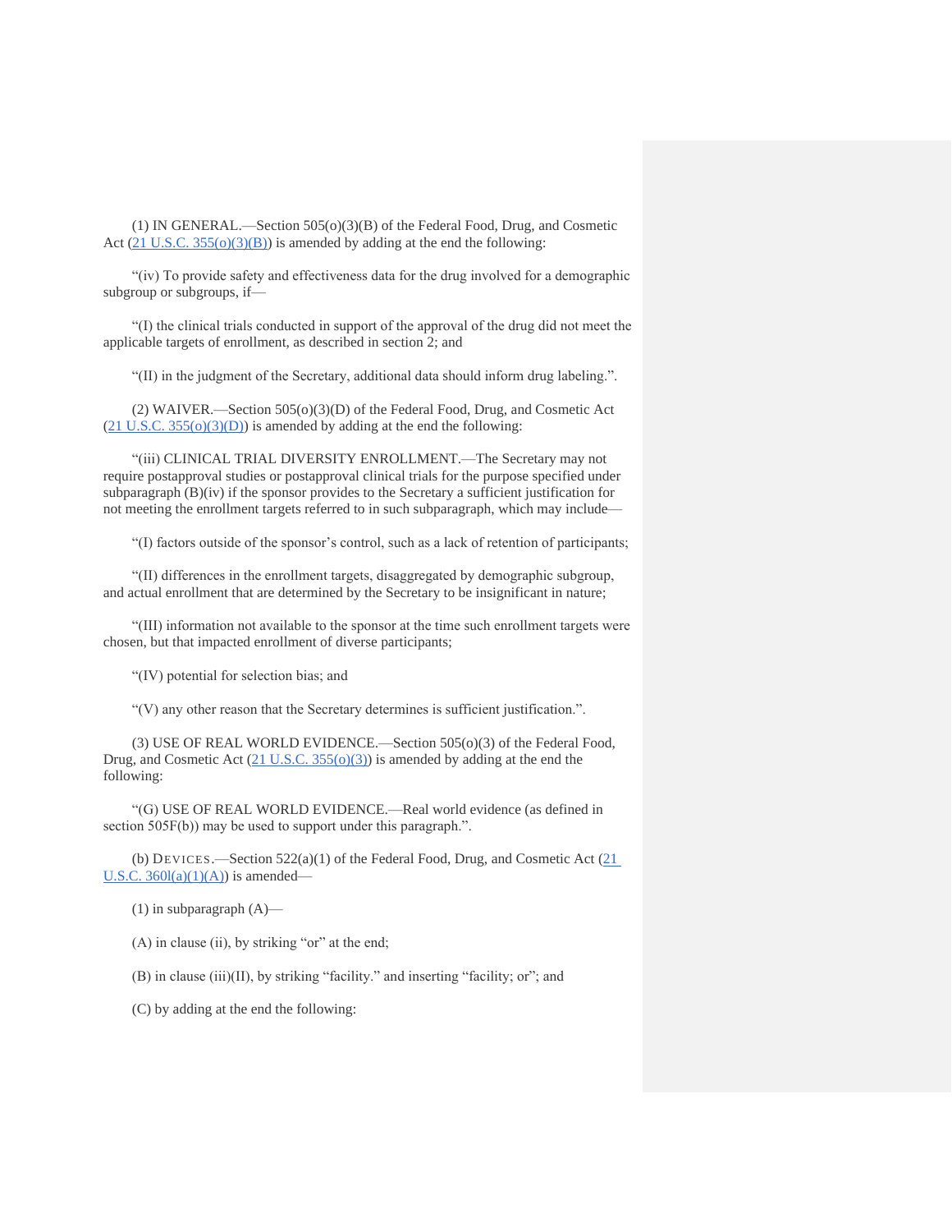(1) IN GENERAL.—Section 505(o)(3)(B) of the Federal Food, Drug, and Cosmetic Act (21 U.S.C. 355(o)(3)(B)) is amended by adding at the end the following:

"(iv) To provide safety and effectiveness data for the drug involved for a demographic subgroup or subgroups, if—

"(I) the clinical trials conducted in support of the approval of the drug did not meet the applicable targets of enrollment, as described in section 2; and

"(II) in the judgment of the Secretary, additional data should inform drug labeling.".

(2) WAIVER.—Section 505(o)(3)(D) of the Federal Food, Drug, and Cosmetic Act (21 U.S.C. 355(o)(3)(D)) is amended by adding at the end the following:

"(iii) CLINICAL TRIAL DIVERSITY ENROLLMENT.—The Secretary may not require postapproval studies or postapproval clinical trials for the purpose specified under subparagraph (B)(iv) if the sponsor provides to the Secretary a sufficient justification for not meeting the enrollment targets referred to in such subparagraph, which may include—

"(I) factors outside of the sponsor's control, such as a lack of retention of participants;

"(II) differences in the enrollment targets, disaggregated by demographic subgroup, and actual enrollment that are determined by the Secretary to be insignificant in nature;

"(III) information not available to the sponsor at the time such enrollment targets were chosen, but that impacted enrollment of diverse participants;

"(IV) potential for selection bias; and

"(V) any other reason that the Secretary determines is sufficient justification.".

(3) USE OF REAL WORLD EVIDENCE.—Section 505(o)(3) of the Federal Food, Drug, and Cosmetic Act (21 U.S.C. 355(o)(3)) is amended by adding at the end the following:

"(G) USE OF REAL WORLD EVIDENCE.—Real world evidence (as defined in section 505F(b)) may be used to support under this paragraph.".

(b) DEVICES.—Section 522(a)(1) of the Federal Food, Drug, and Cosmetic Act (21 U.S.C. 360l(a)(1)(A)) is amended—

(1) in subparagraph (A)—

(A) in clause (ii), by striking "or" at the end;

(B) in clause (iii)(II), by striking "facility." and inserting "facility; or"; and

(C) by adding at the end the following: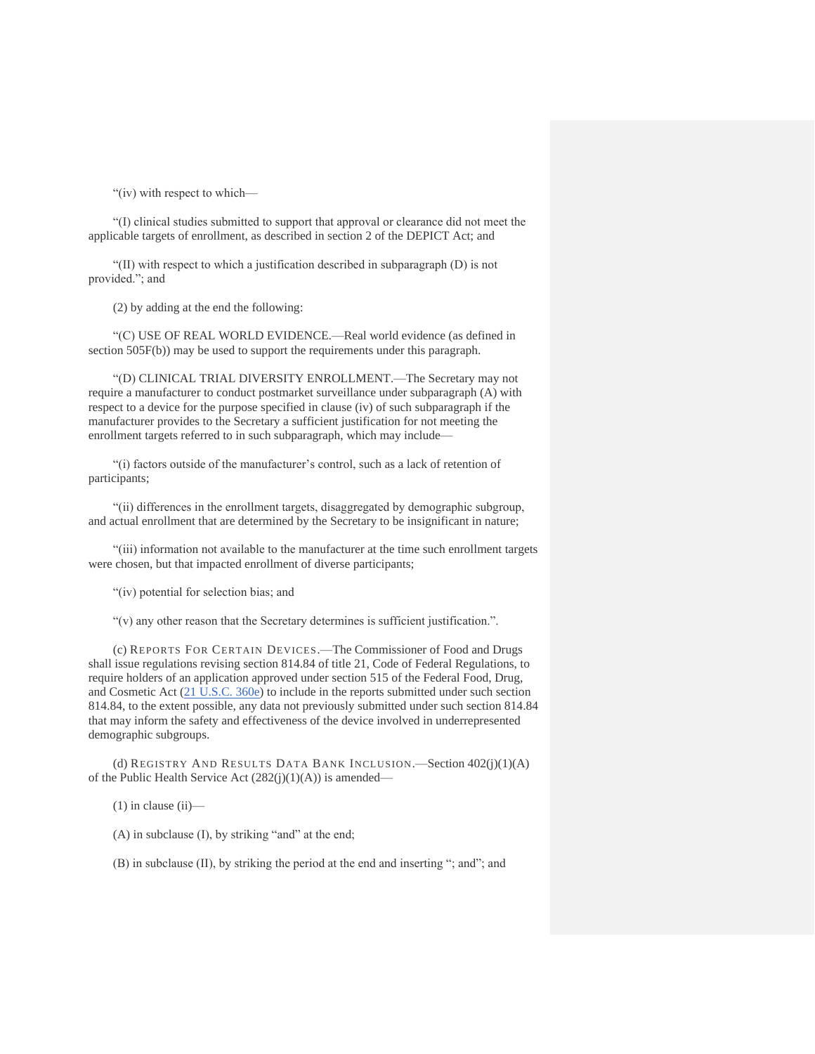"(iv) with respect to which—

"(I) clinical studies submitted to support that approval or clearance did not meet the applicable targets of enrollment, as described in section 2 of the DEPICT Act; and

"(II) with respect to which a justification described in subparagraph (D) is not provided."; and

(2) by adding at the end the following:

"(C) USE OF REAL WORLD EVIDENCE.—Real world evidence (as defined in section 505F(b)) may be used to support the requirements under this paragraph.

"(D) CLINICAL TRIAL DIVERSITY ENROLLMENT.—The Secretary may not require a manufacturer to conduct postmarket surveillance under subparagraph (A) with respect to a device for the purpose specified in clause (iv) of such subparagraph if the manufacturer provides to the Secretary a sufficient justification for not meeting the enrollment targets referred to in such subparagraph, which may include—

"(i) factors outside of the manufacturer's control, such as a lack of retention of participants;

"(ii) differences in the enrollment targets, disaggregated by demographic subgroup, and actual enrollment that are determined by the Secretary to be insignificant in nature;

"(iii) information not available to the manufacturer at the time such enrollment targets were chosen, but that impacted enrollment of diverse participants;

"(iv) potential for selection bias; and

"(v) any other reason that the Secretary determines is sufficient justification.".

(c) REPORTS FOR CERTAIN DEVICES.—The Commissioner of Food and Drugs shall issue regulations revising section 814.84 of title 21, Code of Federal Regulations, to require holders of an application approved under section 515 of the Federal Food, Drug, and Cosmetic Act (21 U.S.C. 360e) to include in the reports submitted under such section 814.84, to the extent possible, any data not previously submitted under such section 814.84 that may inform the safety and effectiveness of the device involved in underrepresented demographic subgroups.

(d) REGISTRY AND RESULTS DATA BANK INCLUSION.—Section 402(j)(1)(A) of the Public Health Service Act (282(j)(1)(A)) is amended—

(1) in clause (ii)—

(A) in subclause (I), by striking "and" at the end;

(B) in subclause (II), by striking the period at the end and inserting "; and"; and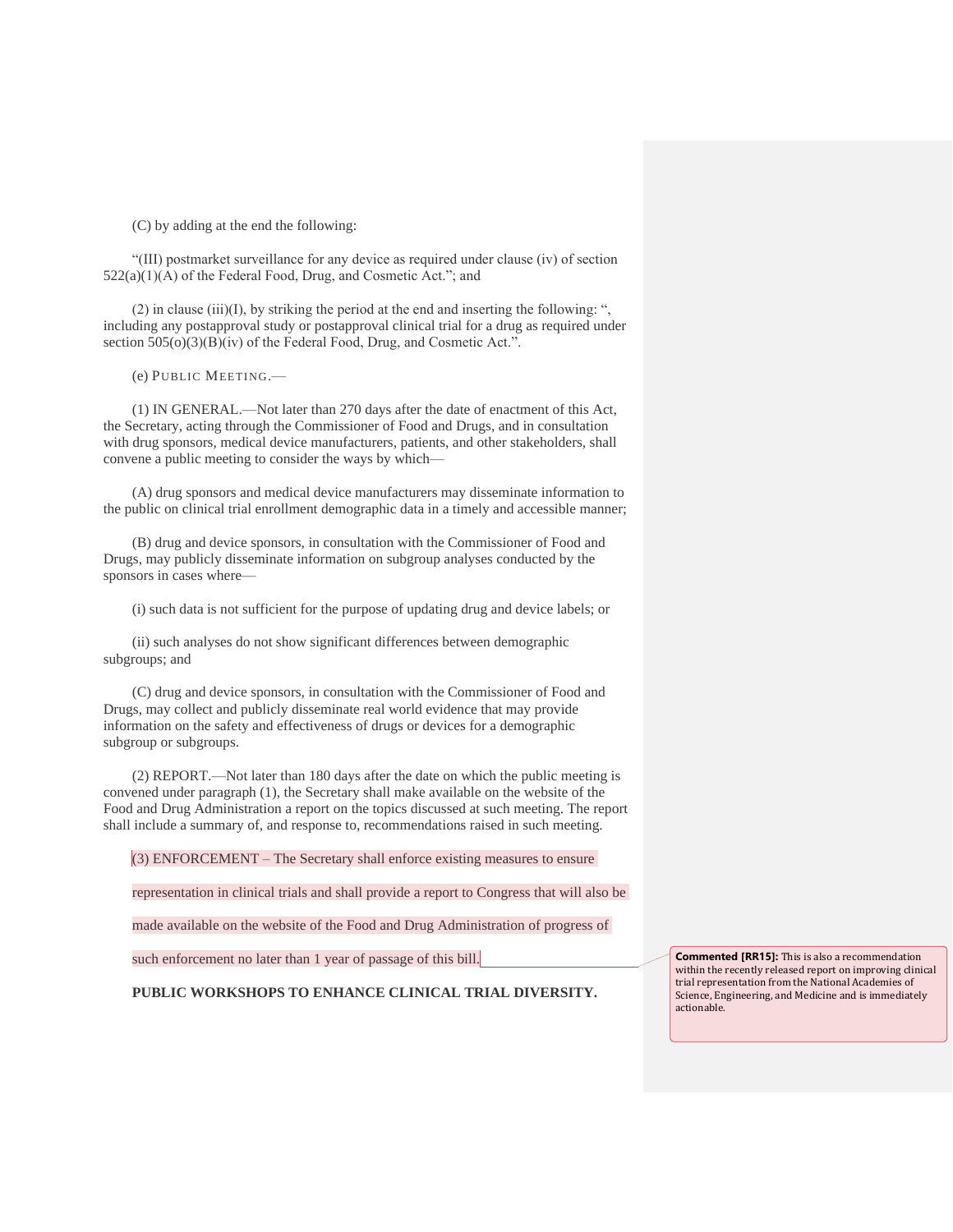(C) by adding at the end the following:

"(III) postmarket surveillance for any device as required under clause (iv) of section 522(a)(1)(A) of the Federal Food, Drug, and Cosmetic Act."; and

(2) in clause (iii)(I), by striking the period at the end and inserting the following: ", including any postapproval study or postapproval clinical trial for a drug as required under section 505(o)(3)(B)(iv) of the Federal Food, Drug, and Cosmetic Act.".

(e) PUBLIC MEETING.—

(1) IN GENERAL.—Not later than 270 days after the date of enactment of this Act, the Secretary, acting through the Commissioner of Food and Drugs, and in consultation with drug sponsors, medical device manufacturers, patients, and other stakeholders, shall convene a public meeting to consider the ways by which—

(A) drug sponsors and medical device manufacturers may disseminate information to the public on clinical trial enrollment demographic data in a timely and accessible manner;

(B) drug and device sponsors, in consultation with the Commissioner of Food and Drugs, may publicly disseminate information on subgroup analyses conducted by the sponsors in cases where—

(i) such data is not sufficient for the purpose of updating drug and device labels; or

(ii) such analyses do not show significant differences between demographic subgroups; and

(C) drug and device sponsors, in consultation with the Commissioner of Food and Drugs, may collect and publicly disseminate real world evidence that may provide information on the safety and effectiveness of drugs or devices for a demographic subgroup or subgroups.

(2) REPORT.—Not later than 180 days after the date on which the public meeting is convened under paragraph (1), the Secretary shall make available on the website of the Food and Drug Administration a report on the topics discussed at such meeting. The report shall include a summary of, and response to, recommendations raised in such meeting.

(3) ENFORCEMENT – The Secretary shall enforce existing measures to ensure representation in clinical trials and shall provide a report to Congress that will also be made available on the website of the Food and Drug Administration of progress of such enforcement no later than 1 year of passage of this bill.

**Commented [RR15]:** This is also a recommendation within the recently released report on improving clinical trial representation from the National Academies of Science, Engineering, and Medicine and is immediately actionable.

**PUBLIC WORKSHOPS TO ENHANCE CLINICAL TRIAL DIVERSITY.**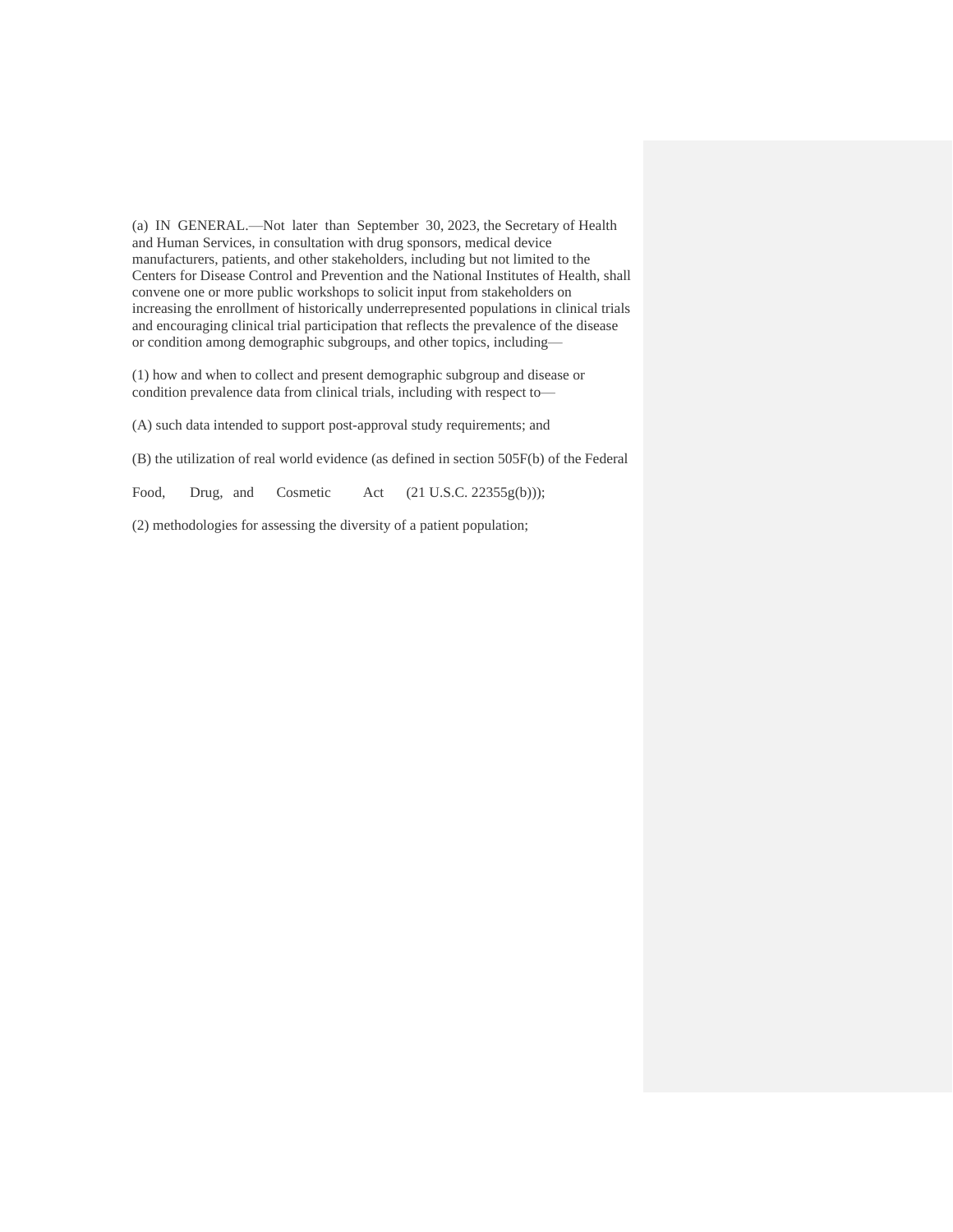(a) IN GENERAL.—Not later than September 30, 2023, the Secretary of Health and Human Services, in consultation with drug sponsors, medical device manufacturers, patients, and other stakeholders, including but not limited to the Centers for Disease Control and Prevention and the National Institutes of Health, shall convene one or more public workshops to solicit input from stakeholders on increasing the enrollment of historically underrepresented populations in clinical trials and encouraging clinical trial participation that reflects the prevalence of the disease or condition among demographic subgroups, and other topics, including—

(1) how and when to collect and present demographic subgroup and disease or condition prevalence data from clinical trials, including with respect to—

(A) such data intended to support post-approval study requirements; and

(B) the utilization of real world evidence (as defined in section 505F(b) of the Federal Food, Drug, and Cosmetic Act (21 U.S.C. 22355g(b)));

(2) methodologies for assessing the diversity of a patient population;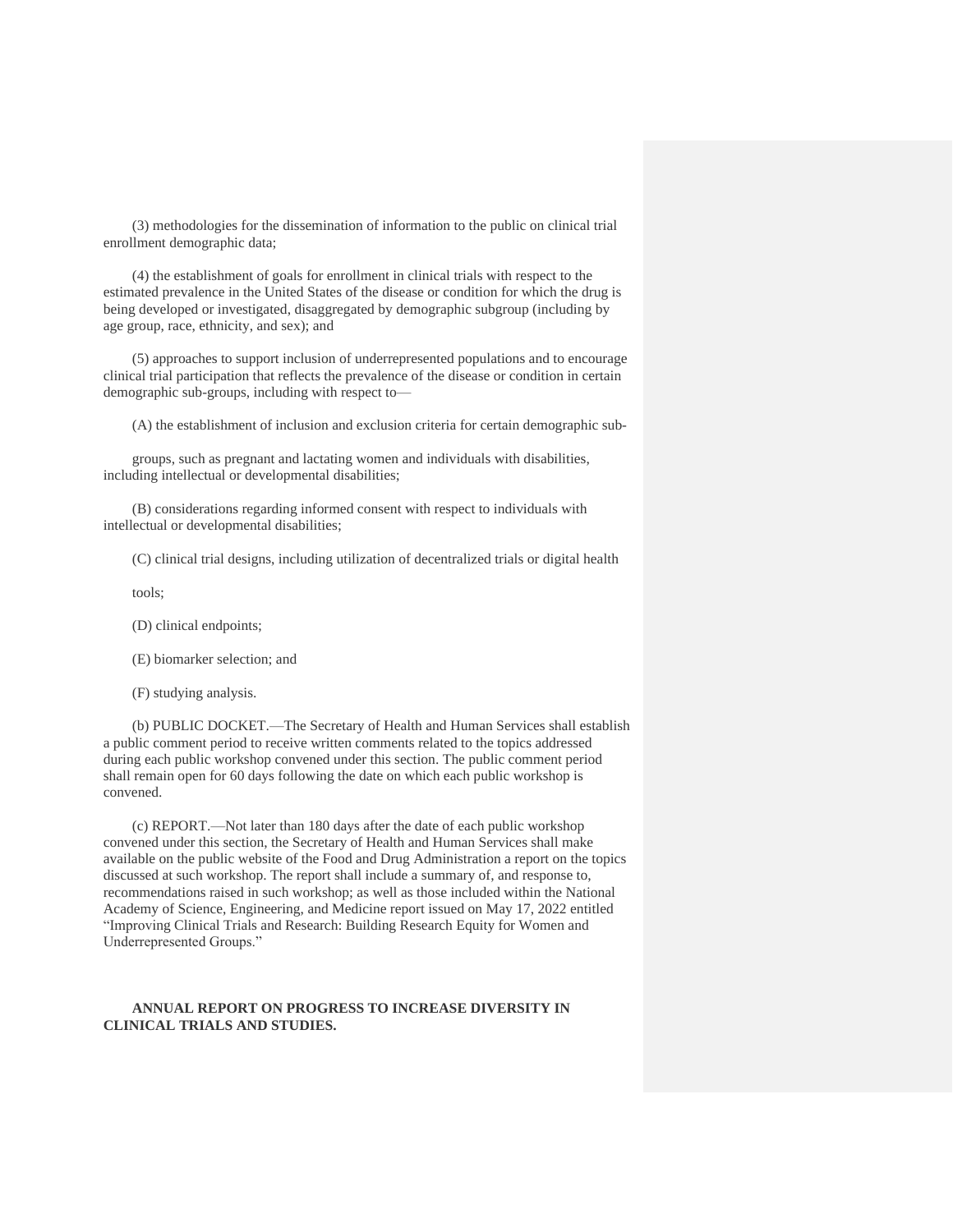(3) methodologies for the dissemination of information to the public on clinical trial enrollment demographic data;

(4) the establishment of goals for enrollment in clinical trials with respect to the estimated prevalence in the United States of the disease or condition for which the drug is being developed or investigated, disaggregated by demographic subgroup (including by age group, race, ethnicity, and sex); and

(5) approaches to support inclusion of underrepresented populations and to encourage clinical trial participation that reflects the prevalence of the disease or condition in certain demographic sub-groups, including with respect to—

(A) the establishment of inclusion and exclusion criteria for certain demographic sub-

groups, such as pregnant and lactating women and individuals with disabilities, including intellectual or developmental disabilities;

(B) considerations regarding informed consent with respect to individuals with intellectual or developmental disabilities;

(C) clinical trial designs, including utilization of decentralized trials or digital health

tools;

(D) clinical endpoints;

(E) biomarker selection; and

(F) studying analysis.

(b) PUBLIC DOCKET.—The Secretary of Health and Human Services shall establish a public comment period to receive written comments related to the topics addressed during each public workshop convened under this section. The public comment period shall remain open for 60 days following the date on which each public workshop is convened.

(c) REPORT.—Not later than 180 days after the date of each public workshop convened under this section, the Secretary of Health and Human Services shall make available on the public website of the Food and Drug Administration a report on the topics discussed at such workshop. The report shall include a summary of, and response to, recommendations raised in such workshop; as well as those included within the National Academy of Science, Engineering, and Medicine report issued on May 17, 2022 entitled "Improving Clinical Trials and Research: Building Research Equity for Women and Underrepresented Groups."

**ANNUAL REPORT ON PROGRESS TO INCREASE DIVERSITY IN CLINICAL TRIALS AND STUDIES.**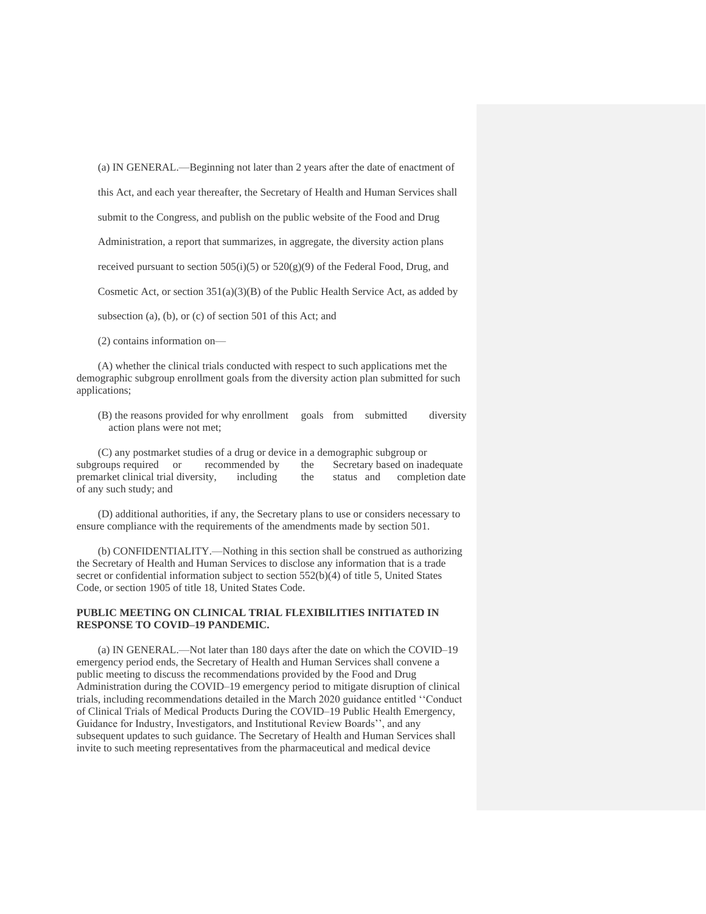(a) IN GENERAL.—Beginning not later than 2 years after the date of enactment of this Act, and each year thereafter, the Secretary of Health and Human Services shall submit to the Congress, and publish on the public website of the Food and Drug Administration, a report that summarizes, in aggregate, the diversity action plans received pursuant to section 505(i)(5) or 520(g)(9) of the Federal Food, Drug, and Cosmetic Act, or section 351(a)(3)(B) of the Public Health Service Act, as added by subsection (a), (b), or (c) of section 501 of this Act; and

(2) contains information on—

(A) whether the clinical trials conducted with respect to such applications met the demographic subgroup enrollment goals from the diversity action plan submitted for such applications;

(B) the reasons provided for why enrollment goals from submitted diversity action plans were not met;

(C) any postmarket studies of a drug or device in a demographic subgroup or subgroups required or recommended by the Secretary based on inadequate premarket clinical trial diversity, including the status and completion date of any such study; and

(D) additional authorities, if any, the Secretary plans to use or considers necessary to ensure compliance with the requirements of the amendments made by section 501.

(b) CONFIDENTIALITY.—Nothing in this section shall be construed as authorizing the Secretary of Health and Human Services to disclose any information that is a trade secret or confidential information subject to section 552(b)(4) of title 5, United States Code, or section 1905 of title 18, United States Code.

**PUBLIC MEETING ON CLINICAL TRIAL FLEXIBILITIES INITIATED IN RESPONSE TO COVID–19 PANDEMIC.**

(a) IN GENERAL.—Not later than 180 days after the date on which the COVID–19 emergency period ends, the Secretary of Health and Human Services shall convene a public meeting to discuss the recommendations provided by the Food and Drug Administration during the COVID–19 emergency period to mitigate disruption of clinical trials, including recommendations detailed in the March 2020 guidance entitled ''Conduct of Clinical Trials of Medical Products During the COVID–19 Public Health Emergency, Guidance for Industry, Investigators, and Institutional Review Boards'', and any subsequent updates to such guidance. The Secretary of Health and Human Services shall invite to such meeting representatives from the pharmaceutical and medical device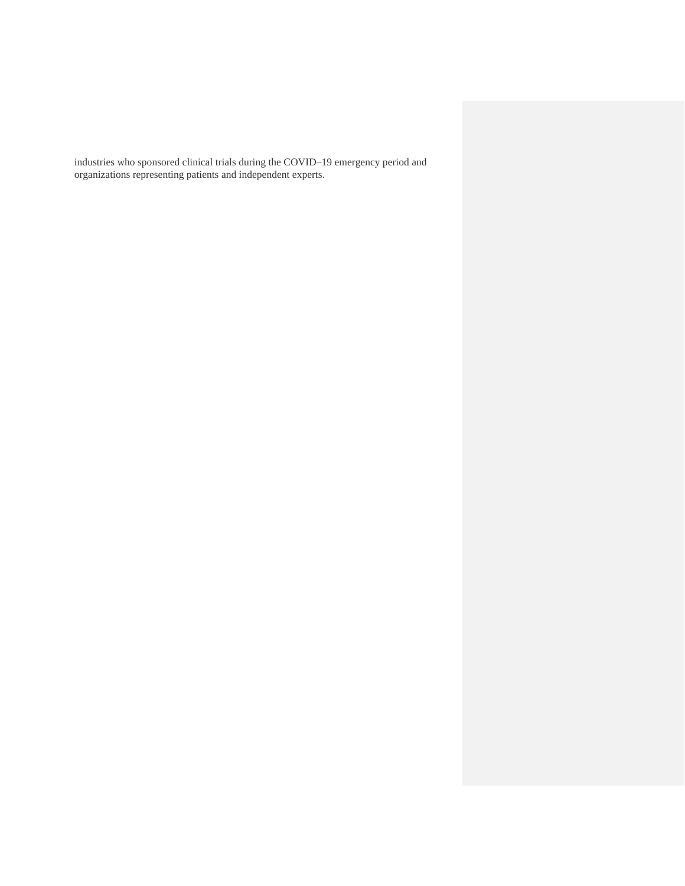industries who sponsored clinical trials during the COVID–19 emergency period and organizations representing patients and independent experts.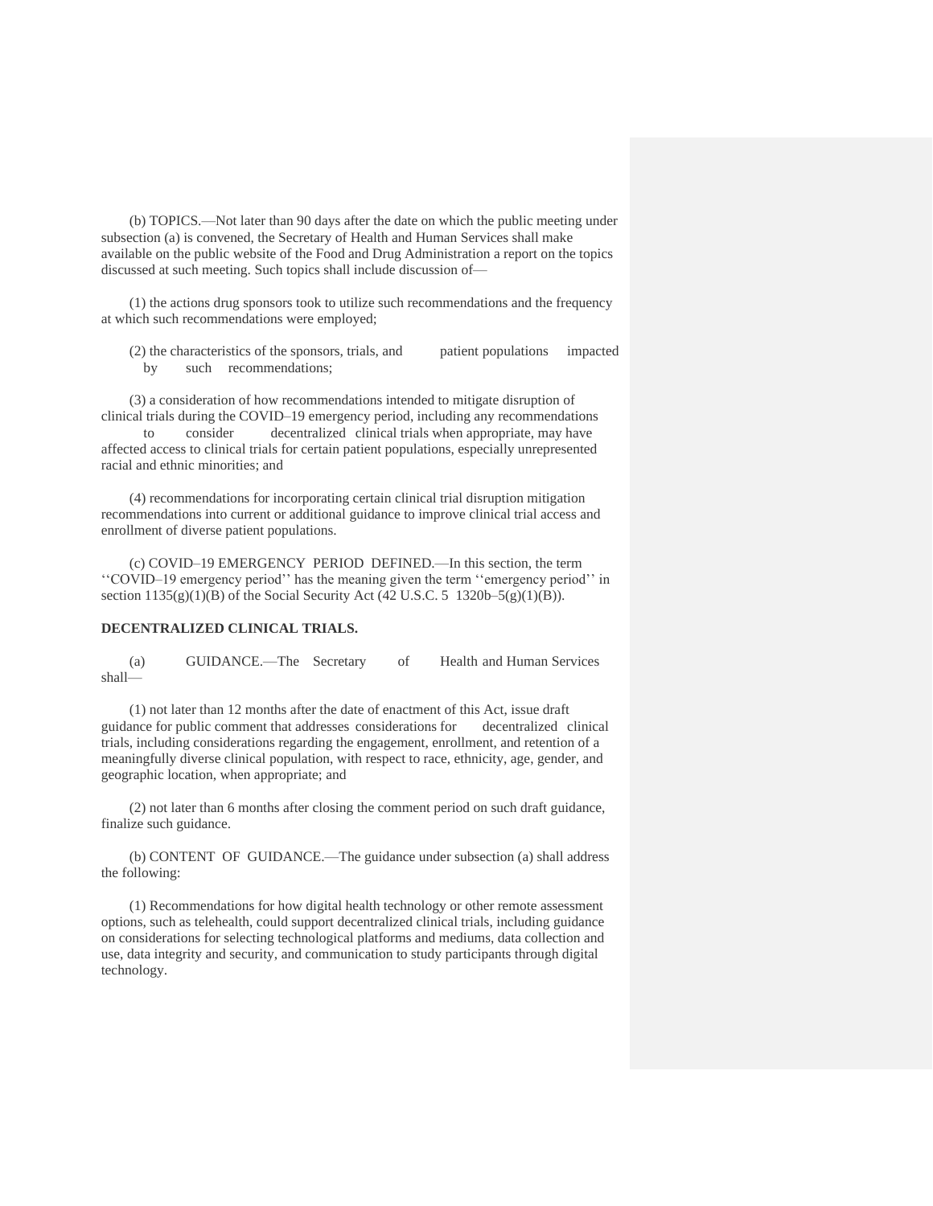(b) TOPICS.—Not later than 90 days after the date on which the public meeting under subsection (a) is convened, the Secretary of Health and Human Services shall make available on the public website of the Food and Drug Administration a report on the topics discussed at such meeting. Such topics shall include discussion of—

(1) the actions drug sponsors took to utilize such recommendations and the frequency at which such recommendations were employed;

(2) the characteristics of the sponsors, trials, and patient populations impacted by such recommendations;

(3) a consideration of how recommendations intended to mitigate disruption of clinical trials during the COVID–19 emergency period, including any recommendations to consider decentralized clinical trials when appropriate, may have affected access to clinical trials for certain patient populations, especially unrepresented racial and ethnic minorities; and

(4) recommendations for incorporating certain clinical trial disruption mitigation recommendations into current or additional guidance to improve clinical trial access and enrollment of diverse patient populations.

(c) COVID–19 EMERGENCY PERIOD DEFINED.—In this section, the term ''COVID–19 emergency period'' has the meaning given the term ''emergency period'' in section 1135(g)(1)(B) of the Social Security Act (42 U.S.C. 5 1320b–5(g)(1)(B)).

**DECENTRALIZED CLINICAL TRIALS.**

(a) GUIDANCE.—The Secretary of Health and Human Services shall—

(1) not later than 12 months after the date of enactment of this Act, issue draft guidance for public comment that addresses considerations for decentralized clinical trials, including considerations regarding the engagement, enrollment, and retention of a meaningfully diverse clinical population, with respect to race, ethnicity, age, gender, and geographic location, when appropriate; and

(2) not later than 6 months after closing the comment period on such draft guidance, finalize such guidance.

(b) CONTENT OF GUIDANCE.—The guidance under subsection (a) shall address the following:

(1) Recommendations for how digital health technology or other remote assessment options, such as telehealth, could support decentralized clinical trials, including guidance on considerations for selecting technological platforms and mediums, data collection and use, data integrity and security, and communication to study participants through digital technology.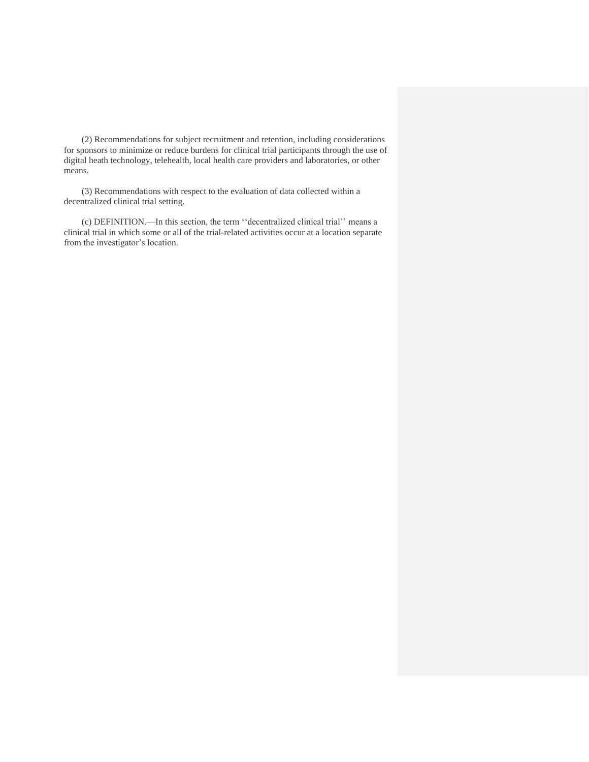(2) Recommendations for subject recruitment and retention, including considerations for sponsors to minimize or reduce burdens for clinical trial participants through the use of digital heath technology, telehealth, local health care providers and laboratories, or other means.

(3) Recommendations with respect to the evaluation of data collected within a decentralized clinical trial setting.

(c) DEFINITION.—In this section, the term ''decentralized clinical trial'' means a clinical trial in which some or all of the trial-related activities occur at a location separate from the investigator's location.